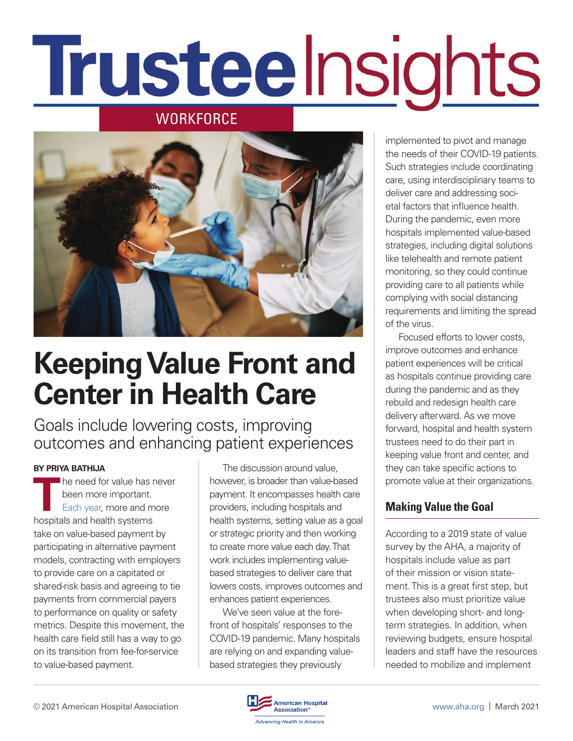# Trustee Insights

WORKFORCE

# Keeping Value Front and Center in Health Care

## Goals include lowering costs, improving outcomes and enhancing patient experiences

**BY PRIYA BATHIJA**

The need for value has never been more important. Each year, more and more hospitals and health systems take on value-based payment by participating in alternative payment models, contracting with employers to provide care on a capitated or shared-risk basis and agreeing to tie payments from commercial payers to performance on quality or safety metrics. Despite this movement, the health care field still has a way to go on its transition from fee-for-service to value-based payment.

The discussion around value, however, is broader than value-based payment. It encompasses health care providers, including hospitals and health systems, setting value as a goal or strategic priority and then working to create more value each day. That work includes implementing value-based strategies to deliver care that lowers costs, improves outcomes and enhances patient experiences.

We've seen value at the forefront of hospitals' responses to the COVID-19 pandemic. Many hospitals are relying on and expanding value-based strategies they previously implemented to pivot and manage the needs of their COVID-19 patients. Such strategies include coordinating care, using interdisciplinary teams to deliver care and addressing societal factors that influence health. During the pandemic, even more hospitals implemented value-based strategies, including digital solutions like telehealth and remote patient monitoring, so they could continue providing care to all patients while complying with social distancing requirements and limiting the spread of the virus.

Focused efforts to lower costs, improve outcomes and enhance patient experiences will be critical as hospitals continue providing care during the pandemic and as they rebuild and redesign health care delivery afterward. As we move forward, hospital and health system trustees need to do their part in keeping value front and center, and they can take specific actions to promote value at their organizations.

### Making Value the Goal

According to a 2019 state of value survey by the AHA, a majority of hospitals include value as part of their mission or vision statement. This is a great first step, but trustees also must prioritize value when developing short- and long-term strategies. In addition, when reviewing budgets, ensure hospital leaders and staff have the resources needed to mobilize and implement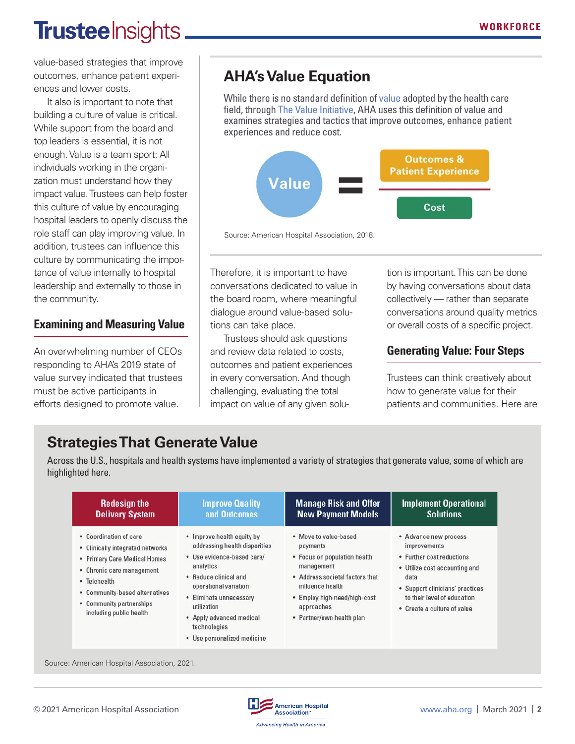value-based strategies that improve outcomes, enhance patient experiences and lower costs.

It also is important to note that building a culture of value is critical. While support from the board and top leaders is essential, it is not enough. Value is a team sport: All individuals working in the organization must understand how they impact value. Trustees can help foster this culture of value by encouraging hospital leaders to openly discuss the role staff can play improving value. In addition, trustees can influence this culture by communicating the importance of value internally to hospital leadership and externally to those in the community.

## Examining and Measuring Value

An overwhelming number of CEOs responding to AHA's 2019 state of value survey indicated that trustees must be active participants in efforts designed to promote value. Therefore, it is important to have conversations dedicated to value in the board room, where meaningful dialogue around value-based solutions can take place.

Trustees should ask questions and review data related to costs, outcomes and patient experiences in every conversation. And though challenging, evaluating the total impact on value of any given solution is important. This can be done by having conversations about data collectively — rather than separate conversations around quality metrics or overall costs of a specific project.

## AHA's Value Equation

While there is no standard definition of value adopted by the health care field, through The Value Initiative, AHA uses this definition of value and examines strategies and tactics that improve outcomes, enhance patient experiences and reduce cost.

$$\text{Value} = \frac{\text{Outcomes \& Patient Experience}}{\text{Cost}}$$

Source: American Hospital Association, 2018.

## Generating Value: Four Steps

Trustees can think creatively about how to generate value for their patients and communities. Here are

## Strategies That Generate Value

Across the U.S., hospitals and health systems have implemented a variety of strategies that generate value, some of which are highlighted here.

| Redesign the Delivery System | Improve Quality and Outcomes | Manage Risk and Offer New Payment Models | Implement Operational Solutions |
|---|---|---|---|
| • Coordination of care<br>• Clinically integrated networks<br>• Primary Care Medical Homes<br>• Chronic care management<br>• Telehealth<br>• Community-based alternatives<br>• Community partnerships including public health | • Improve health equity by addressing health disparities<br>• Use evidence-based care/analytics<br>• Reduce clinical and operational variation<br>• Eliminate unnecessary utilization<br>• Apply advanced medical technologies<br>• Use personalized medicine | • Move to value-based payments<br>• Focus on population health management<br>• Address societal factors that influence health<br>• Employ high-need/high-cost approaches<br>• Partner/own health plan | • Advance new process improvements<br>• Further cost reductions<br>• Utilize cost accounting and data<br>• Support clinicians' practices to their level of education<br>• Create a culture of value |

Source: American Hospital Association, 2021.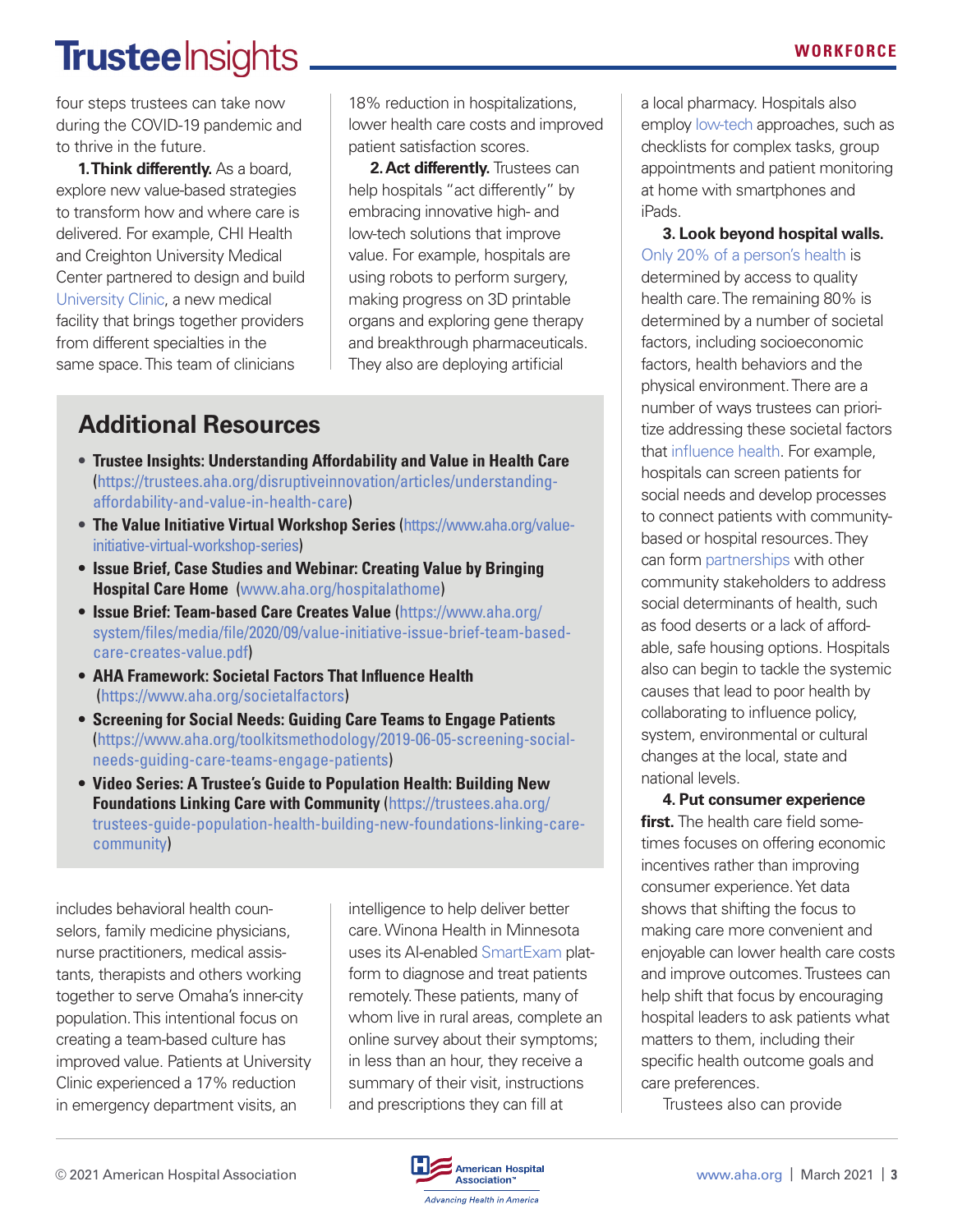four steps trustees can take now during the COVID-19 pandemic and to thrive in the future.

**1. Think differently.** As a board, explore new value-based strategies to transform how and where care is delivered. For example, CHI Health and Creighton University Medical Center partnered to design and build University Clinic, a new medical facility that brings together providers from different specialties in the same space. This team of clinicians includes behavioral health counselors, family medicine physicians, nurse practitioners, medical assistants, therapists and others working together to serve Omaha's inner-city population. This intentional focus on creating a team-based culture has improved value. Patients at University Clinic experienced a 17% reduction in emergency department visits, an 18% reduction in hospitalizations, lower health care costs and improved patient satisfaction scores.

**2. Act differently.** Trustees can help hospitals "act differently" by embracing innovative high- and low-tech solutions that improve value. For example, hospitals are using robots to perform surgery, making progress on 3D printable organs and exploring gene therapy and breakthrough pharmaceuticals. They also are deploying artificial intelligence to help deliver better care. Winona Health in Minnesota uses its AI-enabled SmartExam platform to diagnose and treat patients remotely. These patients, many of whom live in rural areas, complete an online survey about their symptoms; in less than an hour, they receive a summary of their visit, instructions and prescriptions they can fill at a local pharmacy. Hospitals also employ low-tech approaches, such as checklists for complex tasks, group appointments and patient monitoring at home with smartphones and iPads.

**3. Look beyond hospital walls.** Only 20% of a person's health is determined by access to quality health care. The remaining 80% is determined by a number of societal factors, including socioeconomic factors, health behaviors and the physical environment. There are a number of ways trustees can prioritize addressing these societal factors that influence health. For example, hospitals can screen patients for social needs and develop processes to connect patients with community-based or hospital resources. They can form partnerships with other community stakeholders to address social determinants of health, such as food deserts or a lack of affordable, safe housing options. Hospitals also can begin to tackle the systemic causes that lead to poor health by collaborating to influence policy, system, environmental or cultural changes at the local, state and national levels.

**4. Put consumer experience first.** The health care field sometimes focuses on offering economic incentives rather than improving consumer experience. Yet data shows that shifting the focus to making care more convenient and enjoyable can lower health care costs and improve outcomes. Trustees can help shift that focus by encouraging hospital leaders to ask patients what matters to them, including their specific health outcome goals and care preferences.

Trustees also can provide

## Additional Resources

- **Trustee Insights: Understanding Affordability and Value in Health Care** (https://trustees.aha.org/disruptiveinnovation/articles/understanding-affordability-and-value-in-health-care)
- **The Value Initiative Virtual Workshop Series** (https://www.aha.org/value-initiative-virtual-workshop-series)
- **Issue Brief, Case Studies and Webinar: Creating Value by Bringing Hospital Care Home** (www.aha.org/hospitalathome)
- **Issue Brief: Team-based Care Creates Value** (https://www.aha.org/system/files/media/file/2020/09/value-initiative-issue-brief-team-based-care-creates-value.pdf)
- **AHA Framework: Societal Factors That Influence Health** (https://www.aha.org/societalfactors)
- **Screening for Social Needs: Guiding Care Teams to Engage Patients** (https://www.aha.org/toolkitsmethodology/2019-06-05-screening-social-needs-guiding-care-teams-engage-patients)
- **Video Series: A Trustee's Guide to Population Health: Building New Foundations Linking Care with Community** (https://trustees.aha.org/trustees-guide-population-health-building-new-foundations-linking-care-community)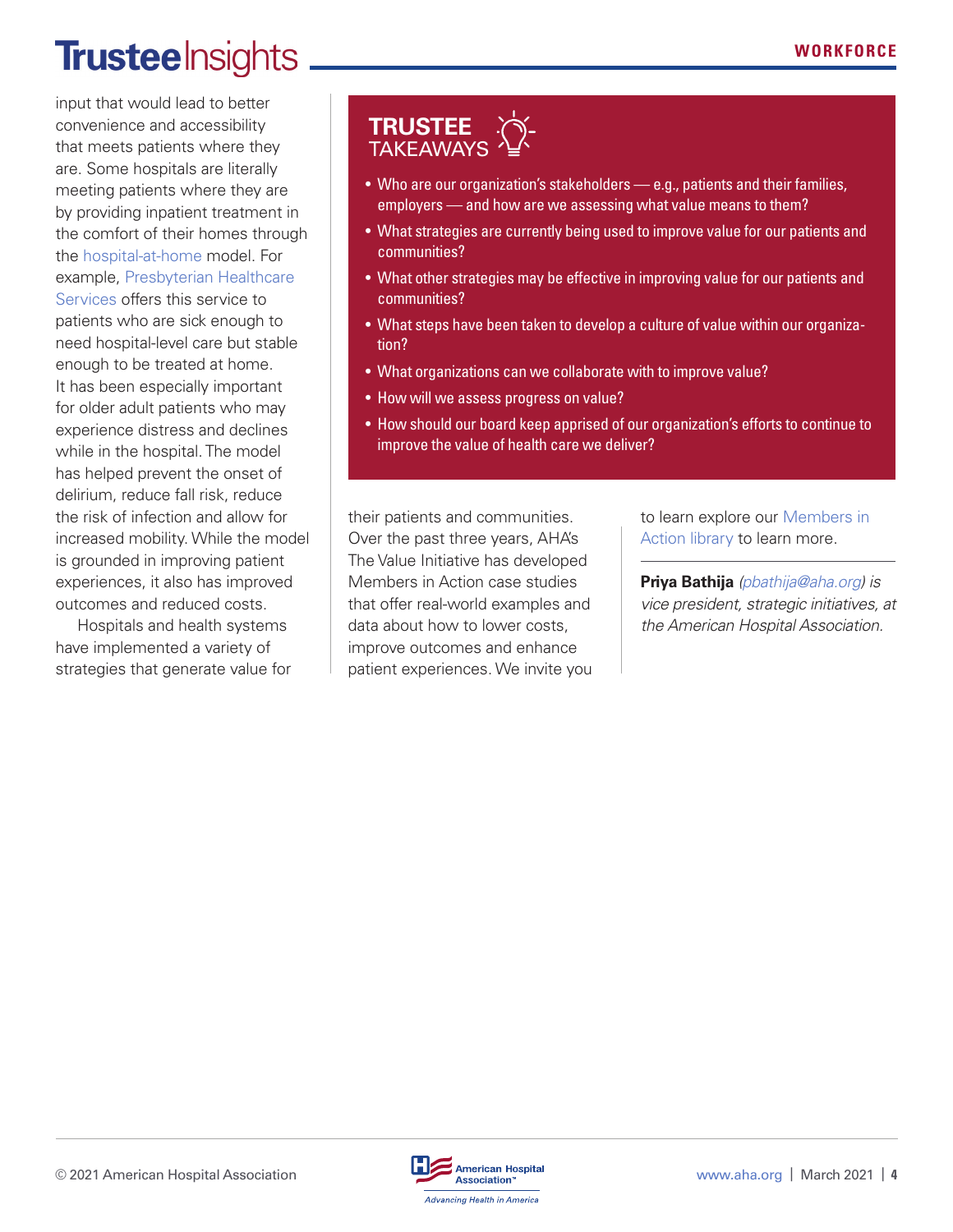input that would lead to better convenience and accessibility that meets patients where they are. Some hospitals are literally meeting patients where they are by providing inpatient treatment in the comfort of their homes through the hospital-at-home model. For example, Presbyterian Healthcare Services offers this service to patients who are sick enough to need hospital-level care but stable enough to be treated at home. It has been especially important for older adult patients who may experience distress and declines while in the hospital. The model has helped prevent the onset of delirium, reduce fall risk, reduce the risk of infection and allow for increased mobility. While the model is grounded in improving patient experiences, it also has improved outcomes and reduced costs.

Hospitals and health systems have implemented a variety of strategies that generate value for their patients and communities. Over the past three years, AHA's The Value Initiative has developed Members in Action case studies that offer real-world examples and data about how to lower costs, improve outcomes and enhance patient experiences. We invite you to learn explore our Members in Action library to learn more.

## TRUSTEE TAKEAWAYS

- Who are our organization's stakeholders — e.g., patients and their families, employers — and how are we assessing what value means to them?
- What strategies are currently being used to improve value for our patients and communities?
- What other strategies may be effective in improving value for our patients and communities?
- What steps have been taken to develop a culture of value within our organization?
- What organizations can we collaborate with to improve value?
- How will we assess progress on value?
- How should our board keep apprised of our organization's efforts to continue to improve the value of health care we deliver?

---

**Priya Bathija** *(pbathija@aha.org) is vice president, strategic initiatives, at the American Hospital Association.*